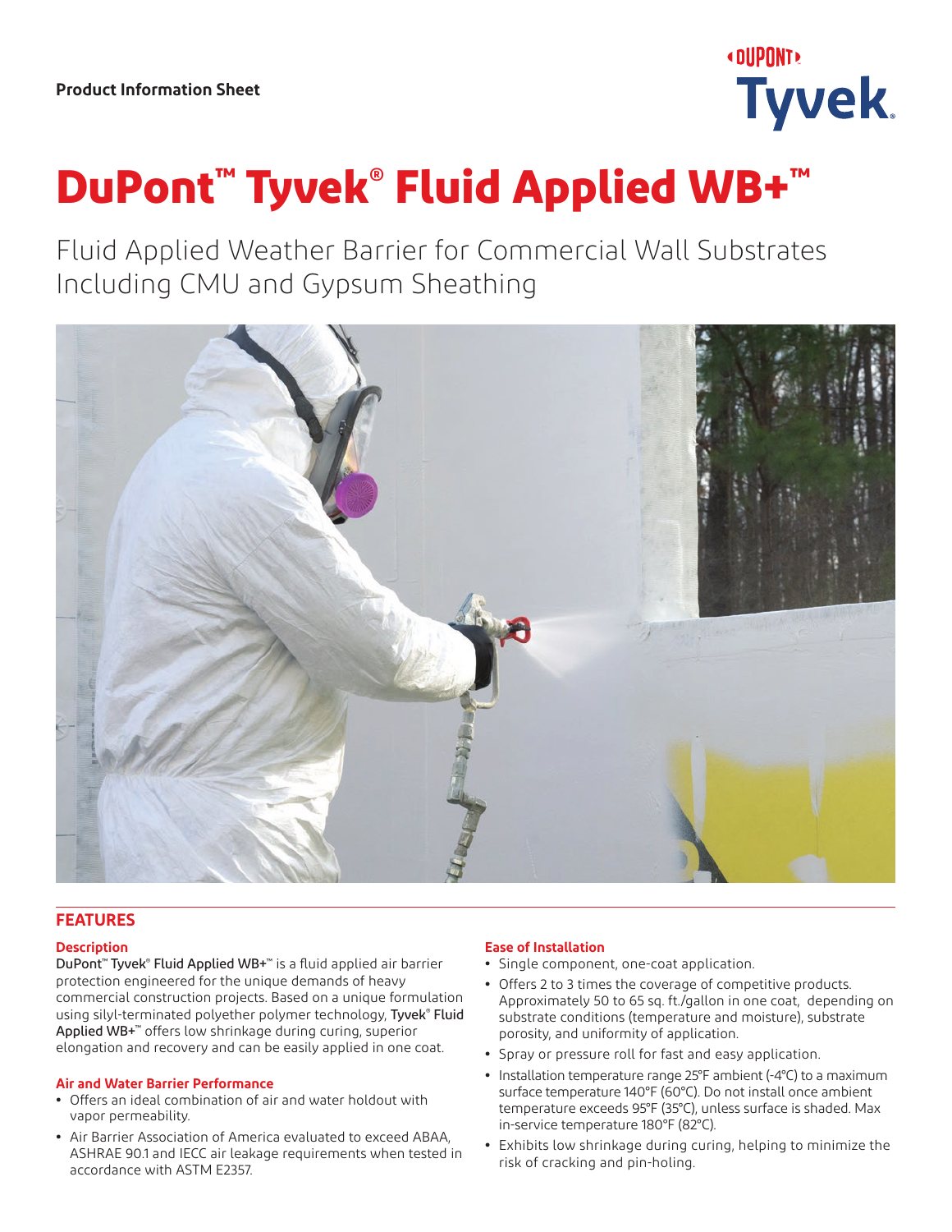Product Information Sheet

# DuPont™ Tyvek® Fluid Applied WB+™

Fluid Applied Weather Barrier for Commercial Wall Substrates Including CMU and Gypsum Sheathing

## FEATURES

### Description

DuPont™ Tyvek® Fluid Applied WB+™ is a fluid applied air barrier protection engineered for the unique demands of heavy commercial construction projects. Based on a unique formulation using silyl-terminated polyether polymer technology, Tyvek® Fluid Applied WB+™ offers low shrinkage during curing, superior elongation and recovery and can be easily applied in one coat.

### Air and Water Barrier Performance

- Offers an ideal combination of air and water holdout with vapor permeability.
- Air Barrier Association of America evaluated to exceed ABAA, ASHRAE 90.1 and IECC air leakage requirements when tested in accordance with ASTM E2357.

### Ease of Installation

- Single component, one-coat application.
- Offers 2 to 3 times the coverage of competitive products. Approximately 50 to 65 sq. ft./gallon in one coat, depending on substrate conditions (temperature and moisture), substrate porosity, and uniformity of application.
- Spray or pressure roll for fast and easy application.
- Installation temperature range 25°F ambient (-4°C) to a maximum surface temperature 140°F (60°C). Do not install once ambient temperature exceeds 95°F (35°C), unless surface is shaded. Max in-service temperature 180°F (82°C).
- Exhibits low shrinkage during curing, helping to minimize the risk of cracking and pin-holing.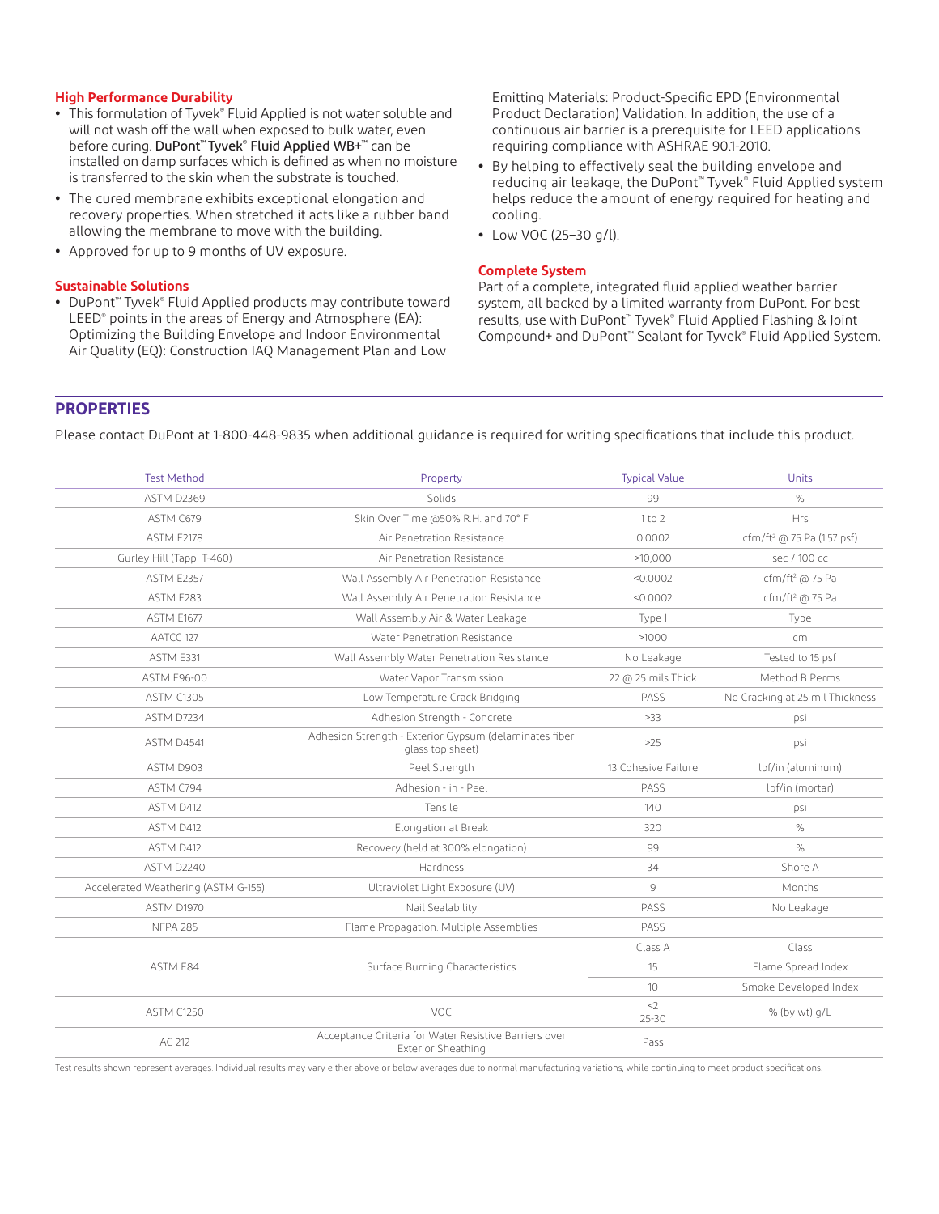### High Performance Durability

- This formulation of Tyvek® Fluid Applied is not water soluble and will not wash off the wall when exposed to bulk water, even before curing. **DuPont™ Tyvek® Fluid Applied WB+™** can be installed on damp surfaces which is defined as when no moisture is transferred to the skin when the substrate is touched.
- The cured membrane exhibits exceptional elongation and recovery properties. When stretched it acts like a rubber band allowing the membrane to move with the building.
- Approved for up to 9 months of UV exposure.

### Sustainable Solutions

- DuPont™ Tyvek® Fluid Applied products may contribute toward LEED® points in the areas of Energy and Atmosphere (EA): Optimizing the Building Envelope and Indoor Environmental Air Quality (EQ): Construction IAQ Management Plan and Low Emitting Materials: Product-Specific EPD (Environmental Product Declaration) Validation. In addition, the use of a continuous air barrier is a prerequisite for LEED applications requiring compliance with ASHRAE 90.1-2010.
- By helping to effectively seal the building envelope and reducing air leakage, the DuPont™ Tyvek® Fluid Applied system helps reduce the amount of energy required for heating and cooling.
- Low VOC (25–30 g/l).

### Complete System

Part of a complete, integrated fluid applied weather barrier system, all backed by a limited warranty from DuPont. For best results, use with DuPont™ Tyvek® Fluid Applied Flashing & Joint Compound+ and DuPont™ Sealant for Tyvek® Fluid Applied System.

## PROPERTIES

Please contact DuPont at 1-800-448-9835 when additional guidance is required for writing specifications that include this product.

| Test Method | Property | Typical Value | Units |
|---|---|---|---|
| ASTM D2369 | Solids | 99 | % |
| ASTM C679 | Skin Over Time @50% R.H. and 70° F | 1 to 2 | Hrs |
| ASTM E2178 | Air Penetration Resistance | 0.0002 | cfm/ft² @ 75 Pa (1.57 psf) |
| Gurley Hill (Tappi T-460) | Air Penetration Resistance | >10,000 | sec / 100 cc |
| ASTM E2357 | Wall Assembly Air Penetration Resistance | <0.0002 | cfm/ft² @ 75 Pa |
| ASTM E283 | Wall Assembly Air Penetration Resistance | <0.0002 | cfm/ft² @ 75 Pa |
| ASTM E1677 | Wall Assembly Air & Water Leakage | Type I | Type |
| AATCC 127 | Water Penetration Resistance | >1000 | cm |
| ASTM E331 | Wall Assembly Water Penetration Resistance | No Leakage | Tested to 15 psf |
| ASTM E96-00 | Water Vapor Transmission | 22 @ 25 mils Thick | Method B Perms |
| ASTM C1305 | Low Temperature Crack Bridging | PASS | No Cracking at 25 mil Thickness |
| ASTM D7234 | Adhesion Strength - Concrete | >33 | psi |
| ASTM D4541 | Adhesion Strength - Exterior Gypsum (delaminates fiber glass top sheet) | >25 | psi |
| ASTM D903 | Peel Strength | 13 Cohesive Failure | lbf/in (aluminum) |
| ASTM C794 | Adhesion - in - Peel | PASS | lbf/in (mortar) |
| ASTM D412 | Tensile | 140 | psi |
| ASTM D412 | Elongation at Break | 320 | % |
| ASTM D412 | Recovery (held at 300% elongation) | 99 | % |
| ASTM D2240 | Hardness | 34 | Shore A |
| Accelerated Weathering (ASTM G-155) | Ultraviolet Light Exposure (UV) | 9 | Months |
| ASTM D1970 | Nail Sealability | PASS | No Leakage |
| NFPA 285 | Flame Propagation. Multiple Assemblies | PASS | |
| ASTM E84 | Surface Burning Characteristics | Class A | Class |
| | | 15 | Flame Spread Index |
| | | 10 | Smoke Developed Index |
| ASTM C1250 | VOC | <2<br>25-30 | % (by wt) g/L |
| AC 212 | Acceptance Criteria for Water Resistive Barriers over Exterior Sheathing | Pass | |

Test results shown represent averages. Individual results may vary either above or below averages due to normal manufacturing variations, while continuing to meet product specifications.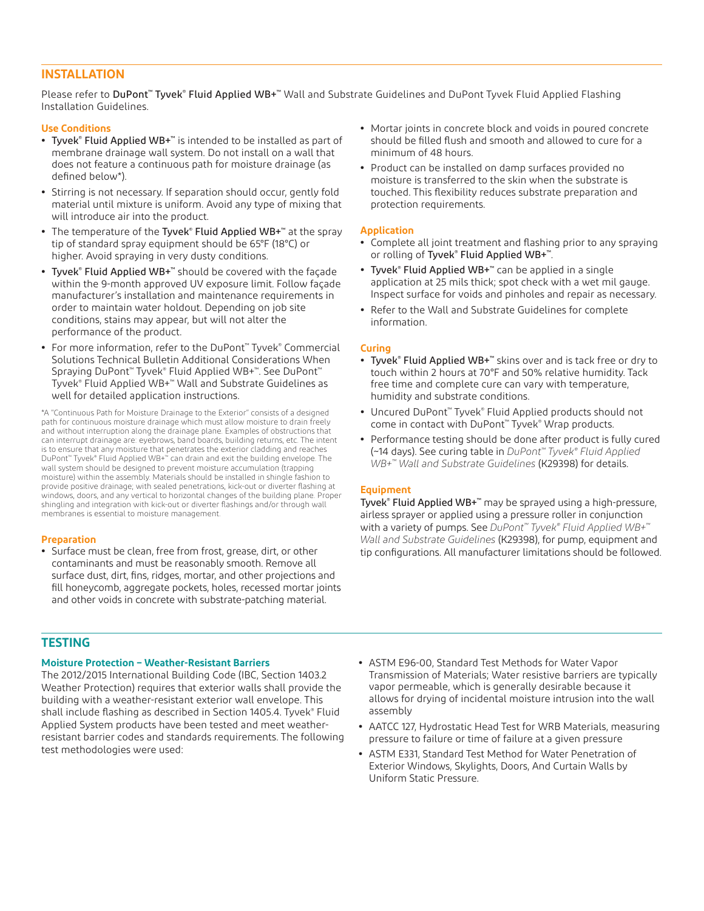## INSTALLATION

Please refer to DuPont™ Tyvek® Fluid Applied WB+™ Wall and Substrate Guidelines and DuPont Tyvek Fluid Applied Flashing Installation Guidelines.

### Use Conditions

- Tyvek® Fluid Applied WB+™ is intended to be installed as part of membrane drainage wall system. Do not install on a wall that does not feature a continuous path for moisture drainage (as defined below*).
- Stirring is not necessary. If separation should occur, gently fold material until mixture is uniform. Avoid any type of mixing that will introduce air into the product.
- The temperature of the Tyvek® Fluid Applied WB+™ at the spray tip of standard spray equipment should be 65°F (18°C) or higher. Avoid spraying in very dusty conditions.
- Tyvek® Fluid Applied WB+™ should be covered with the façade within the 9-month approved UV exposure limit. Follow façade manufacturer's installation and maintenance requirements in order to maintain water holdout. Depending on job site conditions, stains may appear, but will not alter the performance of the product.
- For more information, refer to the DuPont™ Tyvek® Commercial Solutions Technical Bulletin Additional Considerations When Spraying DuPont™ Tyvek® Fluid Applied WB+™. See DuPont™ Tyvek® Fluid Applied WB+™ Wall and Substrate Guidelines as well for detailed application instructions.

*A "Continuous Path for Moisture Drainage to the Exterior" consists of a designed path for continuous moisture drainage which must allow moisture to drain freely and without interruption along the drainage plane. Examples of obstructions that can interrupt drainage are: eyebrows, band boards, building returns, etc. The intent is to ensure that any moisture that penetrates the exterior cladding and reaches DuPont™ Tyvek® Fluid Applied WB+™ can drain and exit the building envelope. The wall system should be designed to prevent moisture accumulation (trapping moisture) within the assembly. Materials should be installed in shingle fashion to provide positive drainage; with sealed penetrations, kick-out or diverter flashing at windows, doors, and any vertical to horizontal changes of the building plane. Proper shingling and integration with kick-out or diverter flashings and/or through wall membranes is essential to moisture management.

### Preparation

- Surface must be clean, free from frost, grease, dirt, or other contaminants and must be reasonably smooth. Remove all surface dust, dirt, fins, ridges, mortar, and other projections and fill honeycomb, aggregate pockets, holes, recessed mortar joints and other voids in concrete with substrate-patching material.
- Mortar joints in concrete block and voids in poured concrete should be filled flush and smooth and allowed to cure for a minimum of 48 hours.
- Product can be installed on damp surfaces provided no moisture is transferred to the skin when the substrate is touched. This flexibility reduces substrate preparation and protection requirements.

### Application

- Complete all joint treatment and flashing prior to any spraying or rolling of Tyvek® Fluid Applied WB+™.
- Tyvek® Fluid Applied WB+™ can be applied in a single application at 25 mils thick; spot check with a wet mil gauge. Inspect surface for voids and pinholes and repair as necessary.
- Refer to the Wall and Substrate Guidelines for complete information.

### Curing

- Tyvek® Fluid Applied WB+™ skins over and is tack free or dry to touch within 2 hours at 70°F and 50% relative humidity. Tack free time and complete cure can vary with temperature, humidity and substrate conditions.
- Uncured DuPont™ Tyvek® Fluid Applied products should not come in contact with DuPont™ Tyvek® Wrap products.
- Performance testing should be done after product is fully cured (~14 days). See curing table in *DuPont™ Tyvek® Fluid Applied WB+™ Wall and Substrate Guidelines* (K29398) for details.

### Equipment

Tyvek® Fluid Applied WB+™ may be sprayed using a high-pressure, airless sprayer or applied using a pressure roller in conjunction with a variety of pumps. See *DuPont™ Tyvek® Fluid Applied WB+™ Wall and Substrate Guidelines* (K29398), for pump, equipment and tip configurations. All manufacturer limitations should be followed.

## TESTING

### Moisture Protection – Weather-Resistant Barriers

The 2012/2015 International Building Code (IBC, Section 1403.2 Weather Protection) requires that exterior walls shall provide the building with a weather-resistant exterior wall envelope. This shall include flashing as described in Section 1405.4. Tyvek® Fluid Applied System products have been tested and meet weather-resistant barrier codes and standards requirements. The following test methodologies were used:

- ASTM E96-00, Standard Test Methods for Water Vapor Transmission of Materials; Water resistive barriers are typically vapor permeable, which is generally desirable because it allows for drying of incidental moisture intrusion into the wall assembly
- AATCC 127, Hydrostatic Head Test for WRB Materials, measuring pressure to failure or time of failure at a given pressure
- ASTM E331, Standard Test Method for Water Penetration of Exterior Windows, Skylights, Doors, And Curtain Walls by Uniform Static Pressure.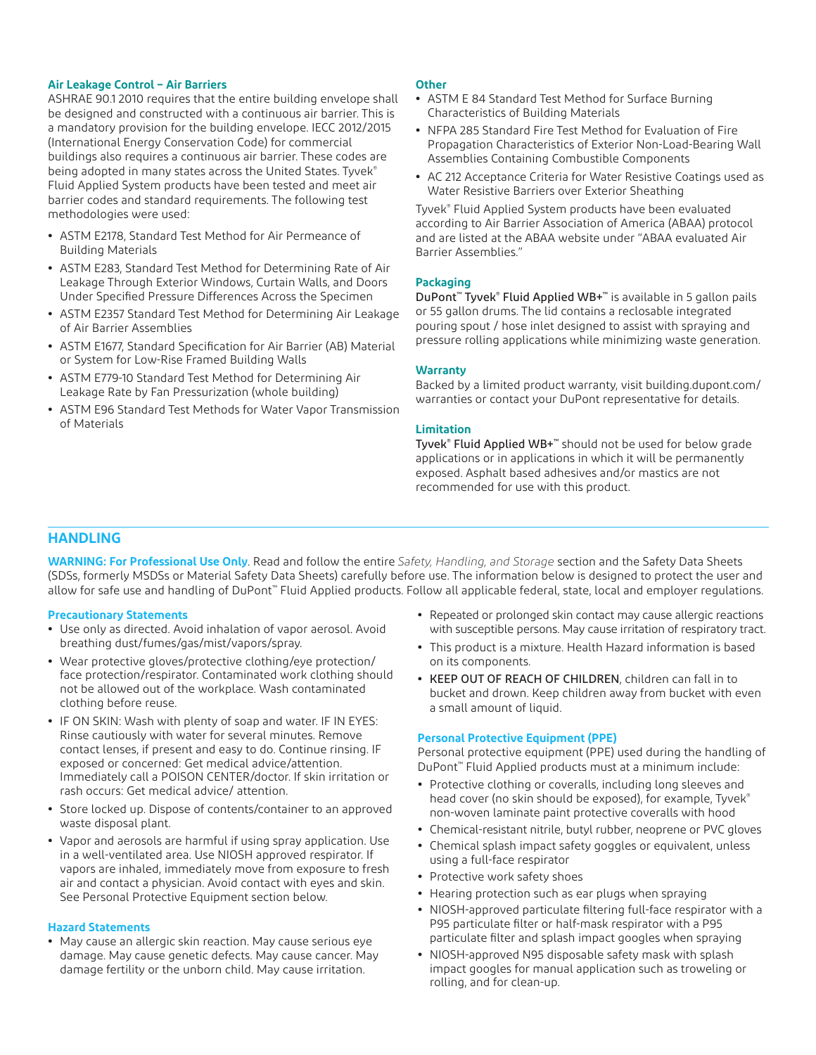### Air Leakage Control – Air Barriers

ASHRAE 90.1 2010 requires that the entire building envelope shall be designed and constructed with a continuous air barrier. This is a mandatory provision for the building envelope. IECC 2012/2015 (International Energy Conservation Code) for commercial buildings also requires a continuous air barrier. These codes are being adopted in many states across the United States. Tyvek® Fluid Applied System products have been tested and meet air barrier codes and standard requirements. The following test methodologies were used:

- ASTM E2178, Standard Test Method for Air Permeance of Building Materials
- ASTM E283, Standard Test Method for Determining Rate of Air Leakage Through Exterior Windows, Curtain Walls, and Doors Under Specified Pressure Differences Across the Specimen
- ASTM E2357 Standard Test Method for Determining Air Leakage of Air Barrier Assemblies
- ASTM E1677, Standard Specification for Air Barrier (AB) Material or System for Low-Rise Framed Building Walls
- ASTM E779-10 Standard Test Method for Determining Air Leakage Rate by Fan Pressurization (whole building)
- ASTM E96 Standard Test Methods for Water Vapor Transmission of Materials

### Other

- ASTM E 84 Standard Test Method for Surface Burning Characteristics of Building Materials
- NFPA 285 Standard Fire Test Method for Evaluation of Fire Propagation Characteristics of Exterior Non-Load-Bearing Wall Assemblies Containing Combustible Components
- AC 212 Acceptance Criteria for Water Resistive Coatings used as Water Resistive Barriers over Exterior Sheathing

Tyvek® Fluid Applied System products have been evaluated according to Air Barrier Association of America (ABAA) protocol and are listed at the ABAA website under "ABAA evaluated Air Barrier Assemblies."

### Packaging

DuPont™ Tyvek® Fluid Applied WB+™ is available in 5 gallon pails or 55 gallon drums. The lid contains a reclosable integrated pouring spout / hose inlet designed to assist with spraying and pressure rolling applications while minimizing waste generation.

### Warranty

Backed by a limited product warranty, visit building.dupont.com/warranties or contact your DuPont representative for details.

### Limitation

Tyvek® Fluid Applied WB+™ should not be used for below grade applications or in applications in which it will be permanently exposed. Asphalt based adhesives and/or mastics are not recommended for use with this product.

## HANDLING

**WARNING: For Professional Use Only**. Read and follow the entire *Safety, Handling, and Storage* section and the Safety Data Sheets (SDSs, formerly MSDSs or Material Safety Data Sheets) carefully before use. The information below is designed to protect the user and allow for safe use and handling of DuPont™ Fluid Applied products. Follow all applicable federal, state, local and employer regulations.

### Precautionary Statements

- Use only as directed. Avoid inhalation of vapor aerosol. Avoid breathing dust/fumes/gas/mist/vapors/spray.
- Wear protective gloves/protective clothing/eye protection/face protection/respirator. Contaminated work clothing should not be allowed out of the workplace. Wash contaminated clothing before reuse.
- IF ON SKIN: Wash with plenty of soap and water. IF IN EYES: Rinse cautiously with water for several minutes. Remove contact lenses, if present and easy to do. Continue rinsing. IF exposed or concerned: Get medical advice/attention. Immediately call a POISON CENTER/doctor. If skin irritation or rash occurs: Get medical advice/ attention.
- Store locked up. Dispose of contents/container to an approved waste disposal plant.
- Vapor and aerosols are harmful if using spray application. Use in a well-ventilated area. Use NIOSH approved respirator. If vapors are inhaled, immediately move from exposure to fresh air and contact a physician. Avoid contact with eyes and skin. See Personal Protective Equipment section below.

### Hazard Statements

- May cause an allergic skin reaction. May cause serious eye damage. May cause genetic defects. May cause cancer. May damage fertility or the unborn child. May cause irritation.
- Repeated or prolonged skin contact may cause allergic reactions with susceptible persons. May cause irritation of respiratory tract.
- This product is a mixture. Health Hazard information is based on its components.
- KEEP OUT OF REACH OF CHILDREN, children can fall in to bucket and drown. Keep children away from bucket with even a small amount of liquid.

### Personal Protective Equipment (PPE)

Personal protective equipment (PPE) used during the handling of DuPont™ Fluid Applied products must at a minimum include:

- Protective clothing or coveralls, including long sleeves and head cover (no skin should be exposed), for example, Tyvek® non-woven laminate paint protective coveralls with hood
- Chemical-resistant nitrile, butyl rubber, neoprene or PVC gloves
- Chemical splash impact safety goggles or equivalent, unless using a full-face respirator
- Protective work safety shoes
- Hearing protection such as ear plugs when spraying
- NIOSH-approved particulate filtering full-face respirator with a P95 particulate filter or half-mask respirator with a P95 particulate filter and splash impact googles when spraying
- NIOSH-approved N95 disposable safety mask with splash impact goggles for manual application such as troweling or rolling, and for clean-up.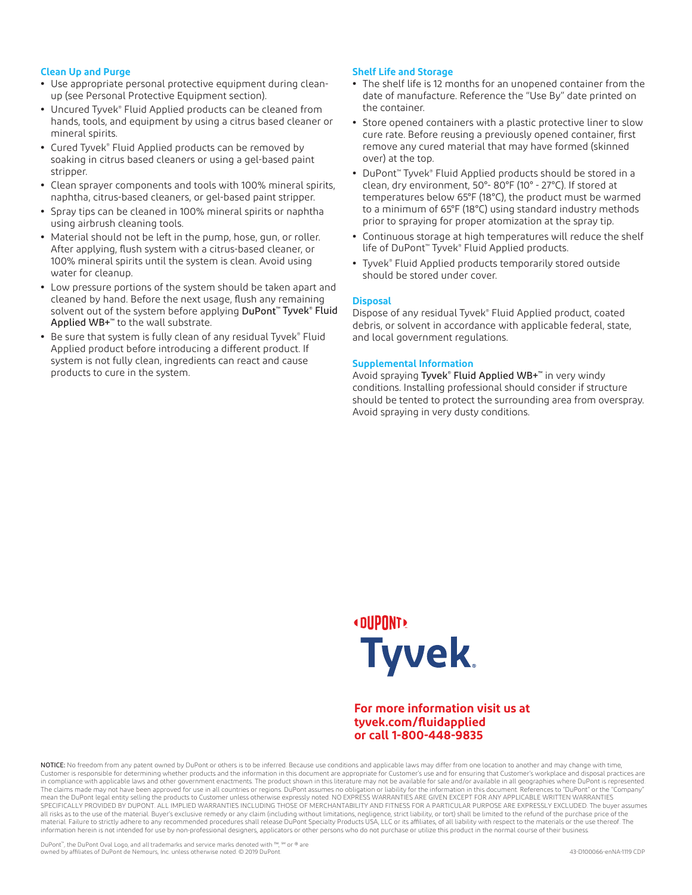### Clean Up and Purge

- Use appropriate personal protective equipment during clean-up (see Personal Protective Equipment section).
- Uncured Tyvek® Fluid Applied products can be cleaned from hands, tools, and equipment by using a citrus based cleaner or mineral spirits.
- Cured Tyvek® Fluid Applied products can be removed by soaking in citrus based cleaners or using a gel-based paint stripper.
- Clean sprayer components and tools with 100% mineral spirits, naphtha, citrus-based cleaners, or gel-based paint stripper.
- Spray tips can be cleaned in 100% mineral spirits or naphtha using airbrush cleaning tools.
- Material should not be left in the pump, hose, gun, or roller. After applying, flush system with a citrus-based cleaner, or 100% mineral spirits until the system is clean. Avoid using water for cleanup.
- Low pressure portions of the system should be taken apart and cleaned by hand. Before the next usage, flush any remaining solvent out of the system before applying DuPont™ Tyvek® Fluid Applied WB+™ to the wall substrate.
- Be sure that system is fully clean of any residual Tyvek® Fluid Applied product before introducing a different product. If system is not fully clean, ingredients can react and cause products to cure in the system.

### Shelf Life and Storage

- The shelf life is 12 months for an unopened container from the date of manufacture. Reference the "Use By" date printed on the container.
- Store opened containers with a plastic protective liner to slow cure rate. Before reusing a previously opened container, first remove any cured material that may have formed (skinned over) at the top.
- DuPont™ Tyvek® Fluid Applied products should be stored in a clean, dry environment, 50°- 80°F (10° - 27°C). If stored at temperatures below 65°F (18°C), the product must be warmed to a minimum of 65°F (18°C) using standard industry methods prior to spraying for proper atomization at the spray tip.
- Continuous storage at high temperatures will reduce the shelf life of DuPont™ Tyvek® Fluid Applied products.
- Tyvek® Fluid Applied products temporarily stored outside should be stored under cover.

### Disposal

Dispose of any residual Tyvek® Fluid Applied product, coated debris, or solvent in accordance with applicable federal, state, and local government regulations.

### Supplemental Information

Avoid spraying Tyvek® Fluid Applied WB+™ in very windy conditions. Installing professional should consider if structure should be tented to protect the surrounding area from overspray. Avoid spraying in very dusty conditions.

DUPONT Tyvek.

**For more information visit us at tyvek.com/fluidapplied or call 1-800-448-9835**

NOTICE: No freedom from any patent owned by DuPont or others is to be inferred. Because use conditions and applicable laws may differ from one location to another and may change with time, Customer is responsible for determining whether products and the information in this document are appropriate for Customer's use and for ensuring that Customer's workplace and disposal practices are in compliance with applicable laws and other government enactments. The product shown in this literature may not be available for sale and/or available in all geographies where DuPont is represented. The claims made may not have been approved for use in all countries or regions. DuPont assumes no obligation or liability for the information in this document. References to "DuPont" or the "Company" mean the DuPont legal entity selling the products to Customer unless otherwise expressly noted. NO EXPRESS WARRANTIES ARE GIVEN EXCEPT FOR ANY APPLICABLE WRITTEN WARRANTIES SPECIFICALLY PROVIDED BY DUPONT. ALL IMPLIED WARRANTIES INCLUDING THOSE OF MERCHANTABILITY AND FITNESS FOR A PARTICULAR PURPOSE ARE EXPRESSLY EXCLUDED. The buyer assumes all risks as to the use of the material. Buyer's exclusive remedy or any claim (including without limitations, negligence, strict liability, or tort) shall be limited to the refund of the purchase price of the material. Failure to strictly adhere to any recommended procedures shall release DuPont Specialty Products USA, LLC or its affiliates, of all liability with respect to the materials or the use thereof. The information herein is not intended for use by non-professional designers, applicators or other persons who do not purchase or utilize this product in the normal course of their business.

DuPont™, the DuPont Oval Logo, and all trademarks and service marks denoted with ™, ℠ or ® are owned by affiliates of DuPont de Nemours, Inc. unless otherwise noted. © 2019 DuPont.

43-D100066-enNA-1119 CDP